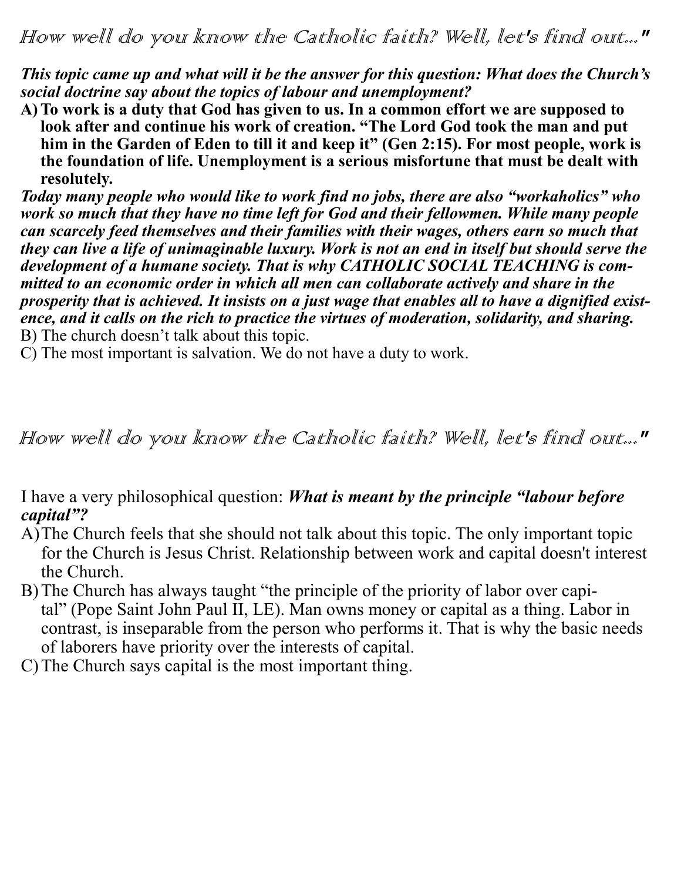## How well do you know the Catholic faith? Well, let's find out..."

***This topic came up and what will it be the answer for this question: What does the Church's social doctrine say about the topics of labour and unemployment?***

**A) To work is a duty that God has given to us. In a common effort we are supposed to look after and continue his work of creation. "The Lord God took the man and put him in the Garden of Eden to till it and keep it" (Gen 2:15). For most people, work is the foundation of life. Unemployment is a serious misfortune that must be dealt with resolutely.**

***Today many people who would like to work find no jobs, there are also "workaholics" who work so much that they have no time left for God and their fellowmen. While many people can scarcely feed themselves and their families with their wages, others earn so much that they can live a life of unimaginable luxury. Work is not an end in itself but should serve the development of a humane society. That is why CATHOLIC SOCIAL TEACHING is committed to an economic order in which all men can collaborate actively and share in the prosperity that is achieved. It insists on a just wage that enables all to have a dignified existence, and it calls on the rich to practice the virtues of moderation, solidarity, and sharing.***

B) The church doesn't talk about this topic.

C) The most important is salvation. We do not have a duty to work.

## How well do you know the Catholic faith? Well, let's find out..."

I have a very philosophical question: ***What is meant by the principle "labour before capital"?***

A) The Church feels that she should not talk about this topic. The only important topic for the Church is Jesus Christ. Relationship between work and capital doesn't interest the Church.

B) The Church has always taught "the principle of the priority of labor over capital" (Pope Saint John Paul II, LE). Man owns money or capital as a thing. Labor in contrast, is inseparable from the person who performs it. That is why the basic needs of laborers have priority over the interests of capital.

C) The Church says capital is the most important thing.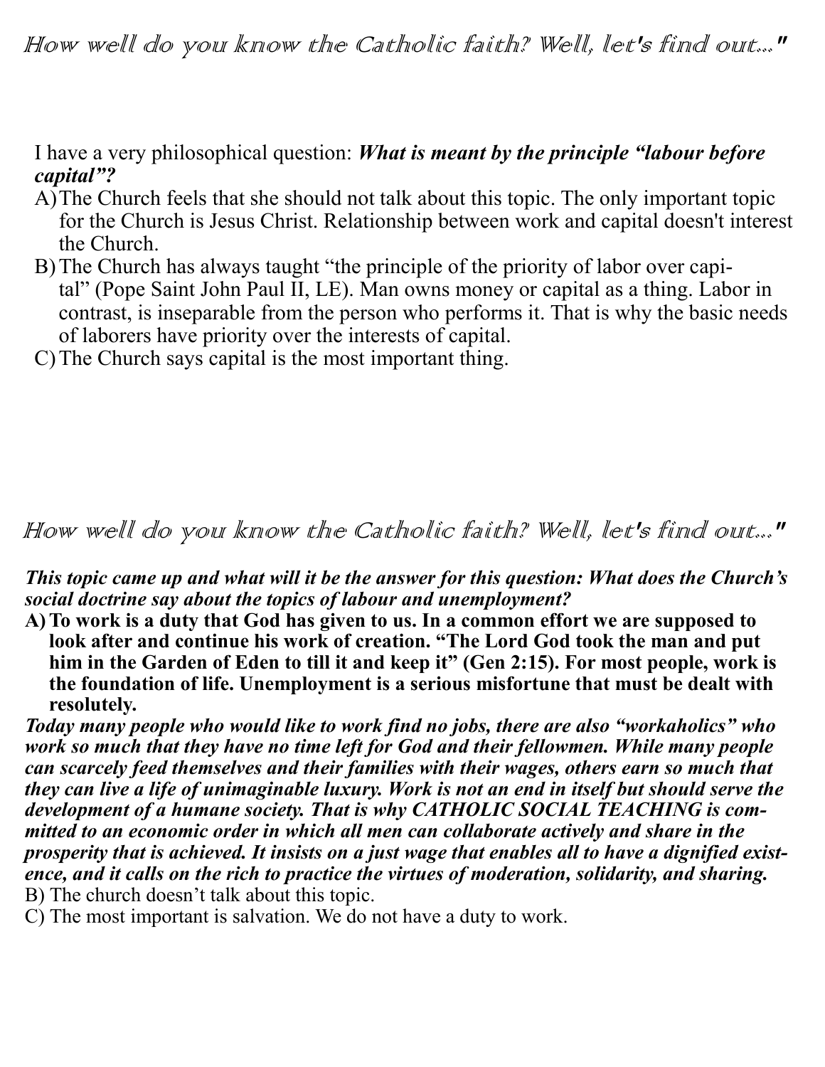*How well do you know the Catholic faith? Well, let's find out..."*

I have a very philosophical question: ***What is meant by the principle "labour before capital"?***

A) The Church feels that she should not talk about this topic. The only important topic for the Church is Jesus Christ. Relationship between work and capital doesn't interest the Church.

B) The Church has always taught "the principle of the priority of labor over capital" (Pope Saint John Paul II, LE). Man owns money or capital as a thing. Labor in contrast, is inseparable from the person who performs it. That is why the basic needs of laborers have priority over the interests of capital.

C) The Church says capital is the most important thing.

*How well do you know the Catholic faith? Well, let's find out..."*

***This topic came up and what will it be the answer for this question: What does the Church's social doctrine say about the topics of labour and unemployment?***

**A) To work is a duty that God has given to us. In a common effort we are supposed to look after and continue his work of creation. "The Lord God took the man and put him in the Garden of Eden to till it and keep it" (Gen 2:15). For most people, work is the foundation of life. Unemployment is a serious misfortune that must be dealt with resolutely.**

***Today many people who would like to work find no jobs, there are also "workaholics" who work so much that they have no time left for God and their fellowmen. While many people can scarcely feed themselves and their families with their wages, others earn so much that they can live a life of unimaginable luxury. Work is not an end in itself but should serve the development of a humane society. That is why CATHOLIC SOCIAL TEACHING is committed to an economic order in which all men can collaborate actively and share in the prosperity that is achieved. It insists on a just wage that enables all to have a dignified existence, and it calls on the rich to practice the virtues of moderation, solidarity, and sharing.***

B) The church doesn't talk about this topic.

C) The most important is salvation. We do not have a duty to work.